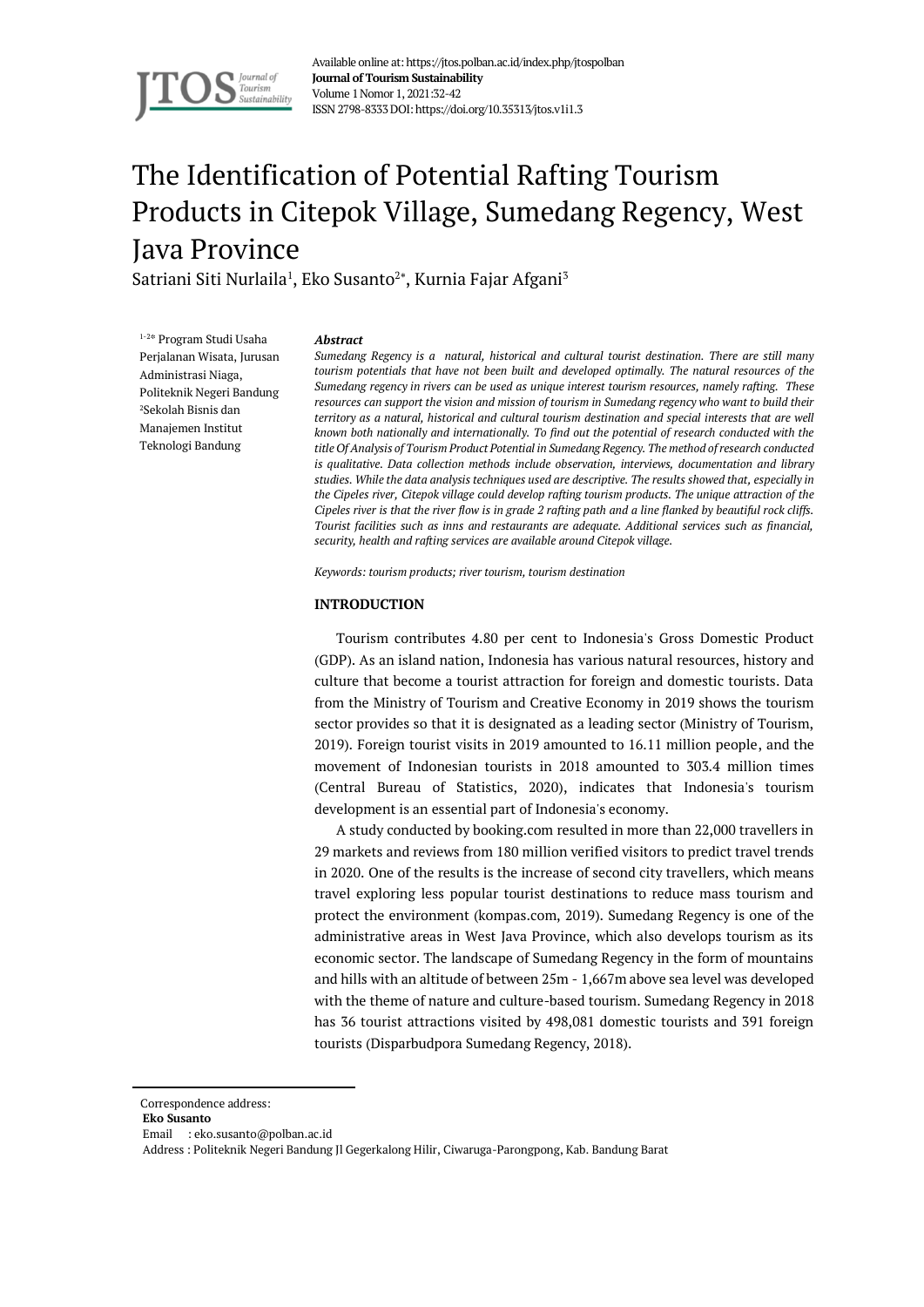Available online at: https://jtos.polban.ac.id/index.php/jtospolban
**Journal of Tourism Sustainability**
Volume 1 Nomor 1, 2021:32-42
ISSN 2798-8333 DOI: https://doi.org/10.35313/jtos.v1i1.3

# The Identification of Potential Rafting Tourism Products in Citepok Village, Sumedang Regency, West Java Province

Satriani Siti Nurlaila[1], Eko Susanto[2*], Kurnia Fajar Afgani[3]

[1-2*] Program Studi Usaha Perjalanan Wisata, Jurusan Administrasi Niaga, Politeknik Negeri Bandung
[2]Sekolah Bisnis dan Manajemen Institut Teknologi Bandung

***Abstract***

*Sumedang Regency is a natural, historical and cultural tourist destination. There are still many tourism potentials that have not been built and developed optimally. The natural resources of the Sumedang regency in rivers can be used as unique interest tourism resources, namely rafting. These resources can support the vision and mission of tourism in Sumedang regency who want to build their territory as a natural, historical and cultural tourism destination and special interests that are well known both nationally and internationally. To find out the potential of research conducted with the title Of Analysis of Tourism Product Potential in Sumedang Regency. The method of research conducted is qualitative. Data collection methods include observation, interviews, documentation and library studies. While the data analysis techniques used are descriptive. The results showed that, especially in the Cipeles river, Citepok village could develop rafting tourism products. The unique attraction of the Cipeles river is that the river flow is in grade 2 rafting path and a line flanked by beautiful rock cliffs. Tourist facilities such as inns and restaurants are adequate. Additional services such as financial, security, health and rafting services are available around Citepok village.*

*Keywords: tourism products; river tourism, tourism destination*

## INTRODUCTION

Tourism contributes 4.80 per cent to Indonesia's Gross Domestic Product (GDP). As an island nation, Indonesia has various natural resources, history and culture that become a tourist attraction for foreign and domestic tourists. Data from the Ministry of Tourism and Creative Economy in 2019 shows the tourism sector provides so that it is designated as a leading sector (Ministry of Tourism, 2019). Foreign tourist visits in 2019 amounted to 16.11 million people, and the movement of Indonesian tourists in 2018 amounted to 303.4 million times (Central Bureau of Statistics, 2020), indicates that Indonesia's tourism development is an essential part of Indonesia's economy.

A study conducted by booking.com resulted in more than 22,000 travellers in 29 markets and reviews from 180 million verified visitors to predict travel trends in 2020. One of the results is the increase of second city travellers, which means travel exploring less popular tourist destinations to reduce mass tourism and protect the environment (kompas.com, 2019). Sumedang Regency is one of the administrative areas in West Java Province, which also develops tourism as its economic sector. The landscape of Sumedang Regency in the form of mountains and hills with an altitude of between 25m - 1,667m above sea level was developed with the theme of nature and culture-based tourism. Sumedang Regency in 2018 has 36 tourist attractions visited by 498,081 domestic tourists and 391 foreign tourists (Disparbudpora Sumedang Regency, 2018).

Correspondence address:
**Eko Susanto**
Email : eko.susanto@polban.ac.id
Address : Politeknik Negeri Bandung Jl Gegerkalong Hilir, Ciwaruga-Parongpong, Kab. Bandung Barat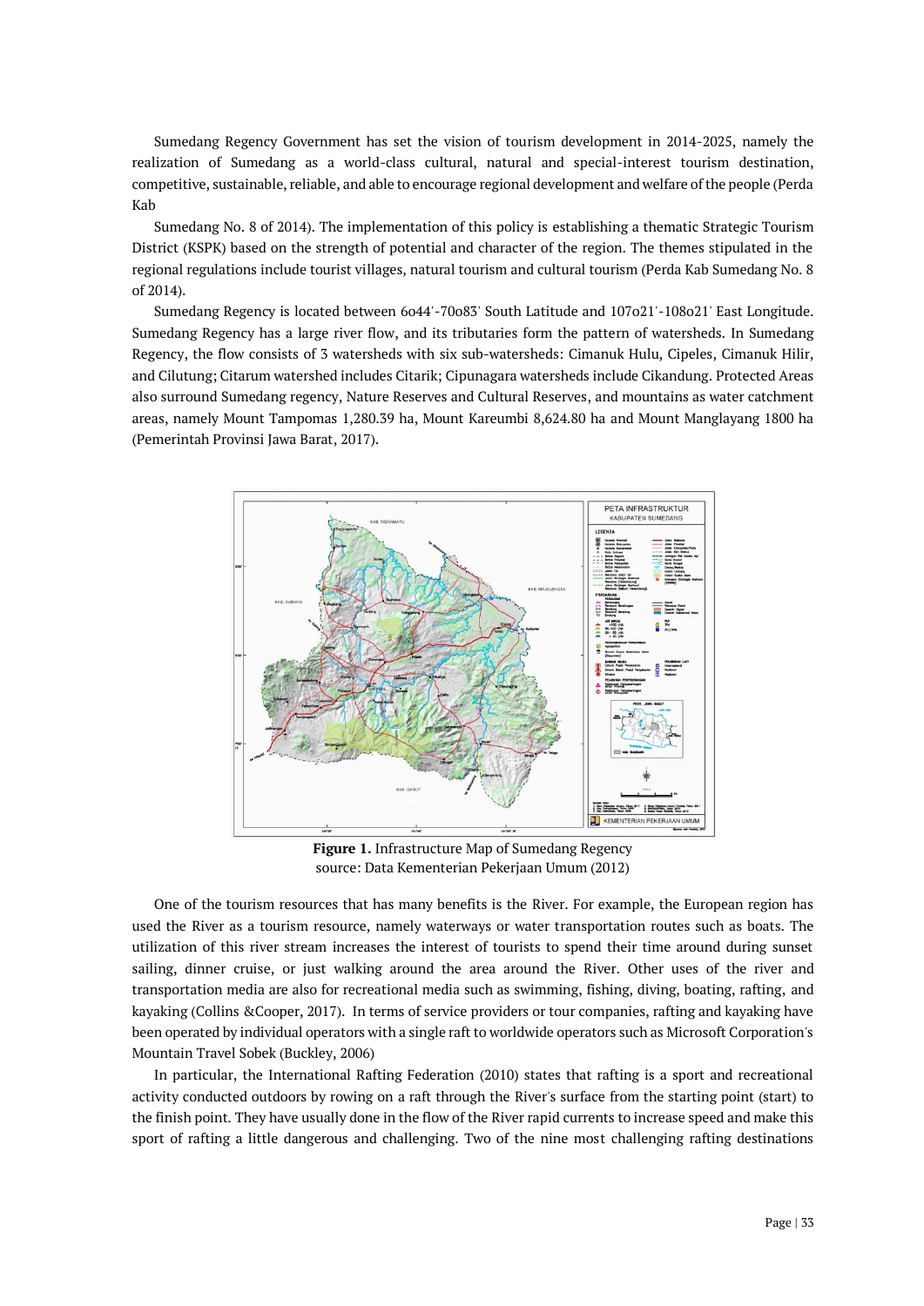Sumedang Regency Government has set the vision of tourism development in 2014-2025, namely the realization of Sumedang as a world-class cultural, natural and special-interest tourism destination, competitive, sustainable, reliable, and able to encourage regional development and welfare of the people (Perda Kab

Sumedang No. 8 of 2014). The implementation of this policy is establishing a thematic Strategic Tourism District (KSPK) based on the strength of potential and character of the region. The themes stipulated in the regional regulations include tourist villages, natural tourism and cultural tourism (Perda Kab Sumedang No. 8 of 2014).

Sumedang Regency is located between 6o44'-70o83' South Latitude and 107o21'-108o21' East Longitude. Sumedang Regency has a large river flow, and its tributaries form the pattern of watersheds. In Sumedang Regency, the flow consists of 3 watersheds with six sub-watersheds: Cimanuk Hulu, Cipeles, Cimanuk Hilir, and Cilutung; Citarum watershed includes Citarik; Cipunagara watersheds include Cikandung. Protected Areas also surround Sumedang regency, Nature Reserves and Cultural Reserves, and mountains as water catchment areas, namely Mount Tampomas 1,280.39 ha, Mount Kareumbi 8,624.80 ha and Mount Manglayang 1800 ha (Pemerintah Provinsi Jawa Barat, 2017).

**Figure 1.** Infrastructure Map of Sumedang Regency
source: Data Kementerian Pekerjaan Umum (2012)

One of the tourism resources that has many benefits is the River. For example, the European region has used the River as a tourism resource, namely waterways or water transportation routes such as boats. The utilization of this river stream increases the interest of tourists to spend their time around during sunset sailing, dinner cruise, or just walking around the area around the River. Other uses of the river and transportation media are also for recreational media such as swimming, fishing, diving, boating, rafting, and kayaking (Collins &Cooper, 2017). In terms of service providers or tour companies, rafting and kayaking have been operated by individual operators with a single raft to worldwide operators such as Microsoft Corporation's Mountain Travel Sobek (Buckley, 2006)

In particular, the International Rafting Federation (2010) states that rafting is a sport and recreational activity conducted outdoors by rowing on a raft through the River's surface from the starting point (start) to the finish point. They have usually done in the flow of the River rapid currents to increase speed and make this sport of rafting a little dangerous and challenging. Two of the nine most challenging rafting destinations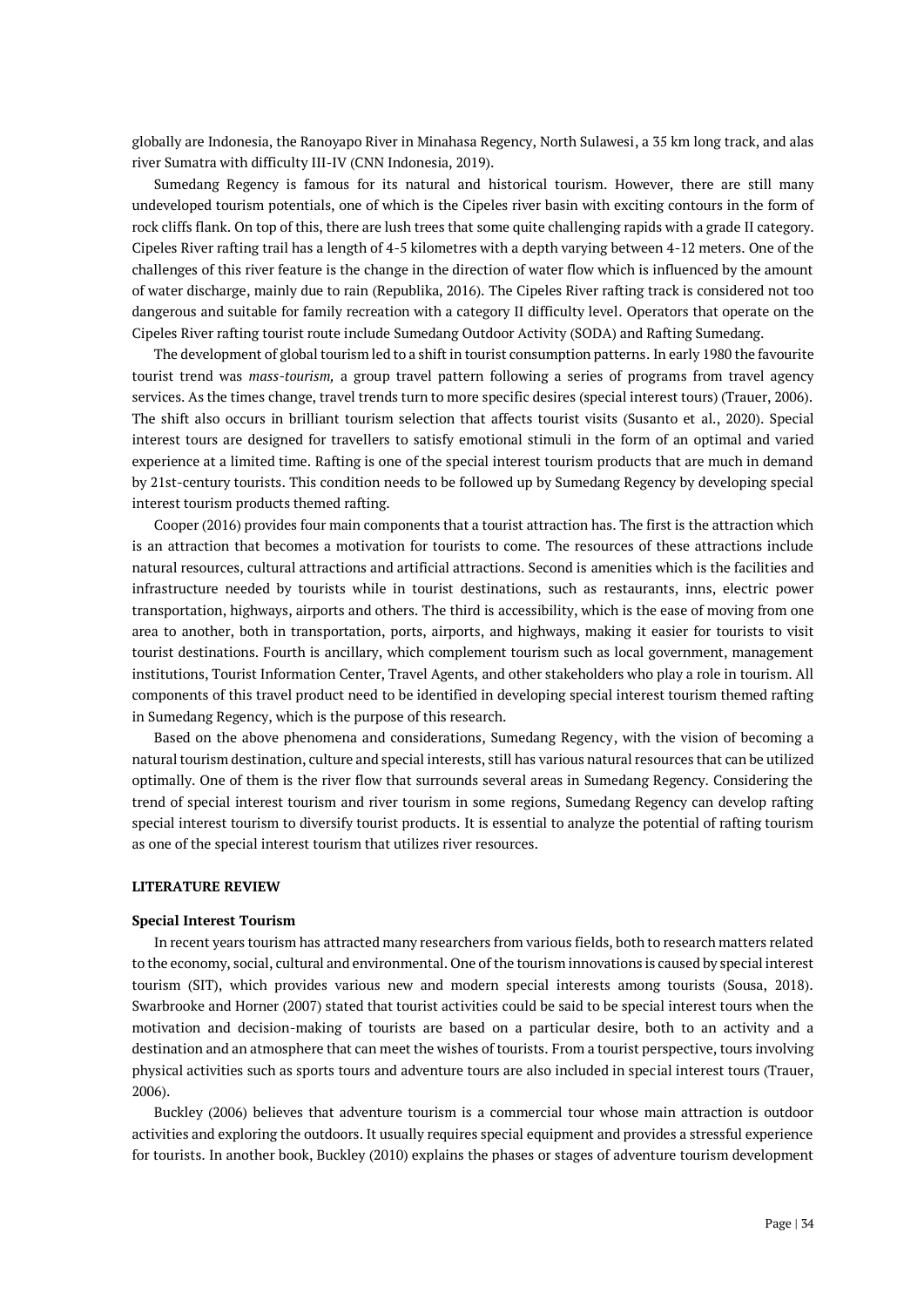globally are Indonesia, the Ranoyapo River in Minahasa Regency, North Sulawesi, a 35 km long track, and alas river Sumatra with difficulty III-IV (CNN Indonesia, 2019).

Sumedang Regency is famous for its natural and historical tourism. However, there are still many undeveloped tourism potentials, one of which is the Cipeles river basin with exciting contours in the form of rock cliffs flank. On top of this, there are lush trees that some quite challenging rapids with a grade II category. Cipeles River rafting trail has a length of 4-5 kilometres with a depth varying between 4-12 meters. One of the challenges of this river feature is the change in the direction of water flow which is influenced by the amount of water discharge, mainly due to rain (Republika, 2016). The Cipeles River rafting track is considered not too dangerous and suitable for family recreation with a category II difficulty level. Operators that operate on the Cipeles River rafting tourist route include Sumedang Outdoor Activity (SODA) and Rafting Sumedang.

The development of global tourism led to a shift in tourist consumption patterns. In early 1980 the favourite tourist trend was *mass-tourism,* a group travel pattern following a series of programs from travel agency services. As the times change, travel trends turn to more specific desires (special interest tours) (Trauer, 2006). The shift also occurs in brilliant tourism selection that affects tourist visits (Susanto et al., 2020). Special interest tours are designed for travellers to satisfy emotional stimuli in the form of an optimal and varied experience at a limited time. Rafting is one of the special interest tourism products that are much in demand by 21st-century tourists. This condition needs to be followed up by Sumedang Regency by developing special interest tourism products themed rafting.

Cooper (2016) provides four main components that a tourist attraction has. The first is the attraction which is an attraction that becomes a motivation for tourists to come. The resources of these attractions include natural resources, cultural attractions and artificial attractions. Second is amenities which is the facilities and infrastructure needed by tourists while in tourist destinations, such as restaurants, inns, electric power transportation, highways, airports and others. The third is accessibility, which is the ease of moving from one area to another, both in transportation, ports, airports, and highways, making it easier for tourists to visit tourist destinations. Fourth is ancillary, which complement tourism such as local government, management institutions, Tourist Information Center, Travel Agents, and other stakeholders who play a role in tourism. All components of this travel product need to be identified in developing special interest tourism themed rafting in Sumedang Regency, which is the purpose of this research.

Based on the above phenomena and considerations, Sumedang Regency, with the vision of becoming a natural tourism destination, culture and special interests, still has various natural resources that can be utilized optimally. One of them is the river flow that surrounds several areas in Sumedang Regency. Considering the trend of special interest tourism and river tourism in some regions, Sumedang Regency can develop rafting special interest tourism to diversify tourist products. It is essential to analyze the potential of rafting tourism as one of the special interest tourism that utilizes river resources.

## LITERATURE REVIEW

### Special Interest Tourism

In recent years tourism has attracted many researchers from various fields, both to research matters related to the economy, social, cultural and environmental. One of the tourism innovations is caused by special interest tourism (SIT), which provides various new and modern special interests among tourists (Sousa, 2018). Swarbrooke and Horner (2007) stated that tourist activities could be said to be special interest tours when the motivation and decision-making of tourists are based on a particular desire, both to an activity and a destination and an atmosphere that can meet the wishes of tourists. From a tourist perspective, tours involving physical activities such as sports tours and adventure tours are also included in special interest tours (Trauer, 2006).

Buckley (2006) believes that adventure tourism is a commercial tour whose main attraction is outdoor activities and exploring the outdoors. It usually requires special equipment and provides a stressful experience for tourists. In another book, Buckley (2010) explains the phases or stages of adventure tourism development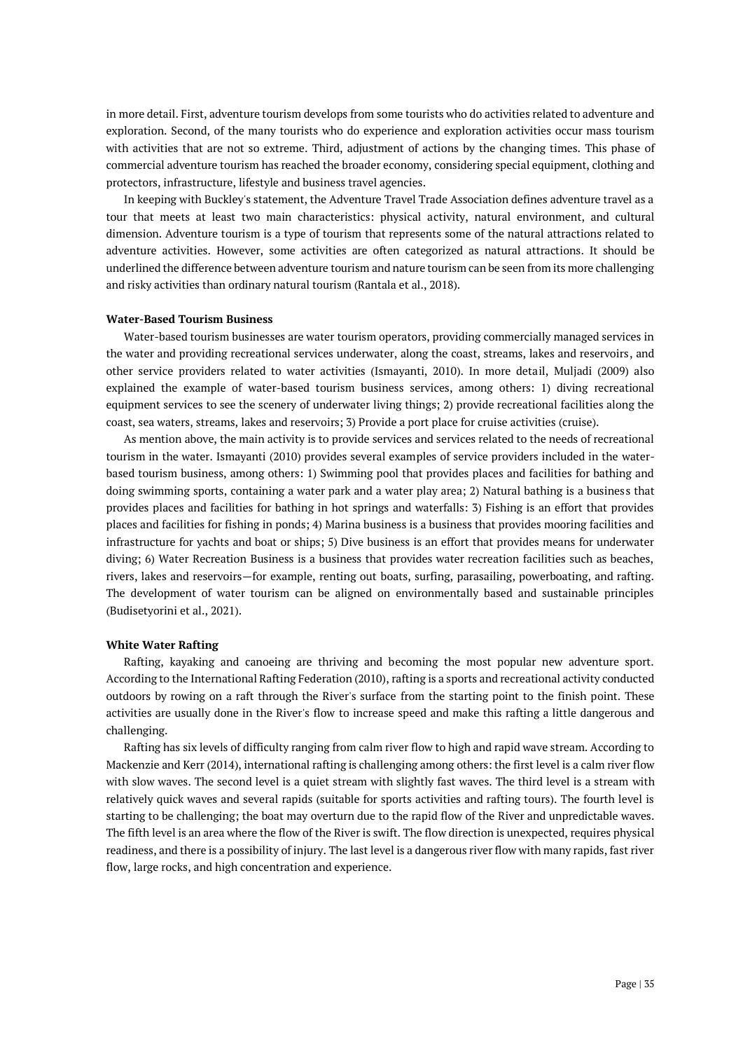in more detail. First, adventure tourism develops from some tourists who do activities related to adventure and exploration. Second, of the many tourists who do experience and exploration activities occur mass tourism with activities that are not so extreme. Third, adjustment of actions by the changing times. This phase of commercial adventure tourism has reached the broader economy, considering special equipment, clothing and protectors, infrastructure, lifestyle and business travel agencies.

In keeping with Buckley's statement, the Adventure Travel Trade Association defines adventure travel as a tour that meets at least two main characteristics: physical activity, natural environment, and cultural dimension. Adventure tourism is a type of tourism that represents some of the natural attractions related to adventure activities. However, some activities are often categorized as natural attractions. It should be underlined the difference between adventure tourism and nature tourism can be seen from its more challenging and risky activities than ordinary natural tourism (Rantala et al., 2018).

**Water-Based Tourism Business**

Water-based tourism businesses are water tourism operators, providing commercially managed services in the water and providing recreational services underwater, along the coast, streams, lakes and reservoirs, and other service providers related to water activities (Ismayanti, 2010). In more detail, Muljadi (2009) also explained the example of water-based tourism business services, among others: 1) diving recreational equipment services to see the scenery of underwater living things; 2) provide recreational facilities along the coast, sea waters, streams, lakes and reservoirs; 3) Provide a port place for cruise activities (cruise).

As mention above, the main activity is to provide services and services related to the needs of recreational tourism in the water. Ismayanti (2010) provides several examples of service providers included in the water-based tourism business, among others: 1) Swimming pool that provides places and facilities for bathing and doing swimming sports, containing a water park and a water play area; 2) Natural bathing is a business that provides places and facilities for bathing in hot springs and waterfalls: 3) Fishing is an effort that provides places and facilities for fishing in ponds; 4) Marina business is a business that provides mooring facilities and infrastructure for yachts and boat or ships; 5) Dive business is an effort that provides means for underwater diving; 6) Water Recreation Business is a business that provides water recreation facilities such as beaches, rivers, lakes and reservoirs—for example, renting out boats, surfing, parasailing, powerboating, and rafting. The development of water tourism can be aligned on environmentally based and sustainable principles (Budisetyorini et al., 2021).

**White Water Rafting**

Rafting, kayaking and canoeing are thriving and becoming the most popular new adventure sport. According to the International Rafting Federation (2010), rafting is a sports and recreational activity conducted outdoors by rowing on a raft through the River's surface from the starting point to the finish point. These activities are usually done in the River's flow to increase speed and make this rafting a little dangerous and challenging.

Rafting has six levels of difficulty ranging from calm river flow to high and rapid wave stream. According to Mackenzie and Kerr (2014), international rafting is challenging among others: the first level is a calm river flow with slow waves. The second level is a quiet stream with slightly fast waves. The third level is a stream with relatively quick waves and several rapids (suitable for sports activities and rafting tours). The fourth level is starting to be challenging; the boat may overturn due to the rapid flow of the River and unpredictable waves. The fifth level is an area where the flow of the River is swift. The flow direction is unexpected, requires physical readiness, and there is a possibility of injury. The last level is a dangerous river flow with many rapids, fast river flow, large rocks, and high concentration and experience.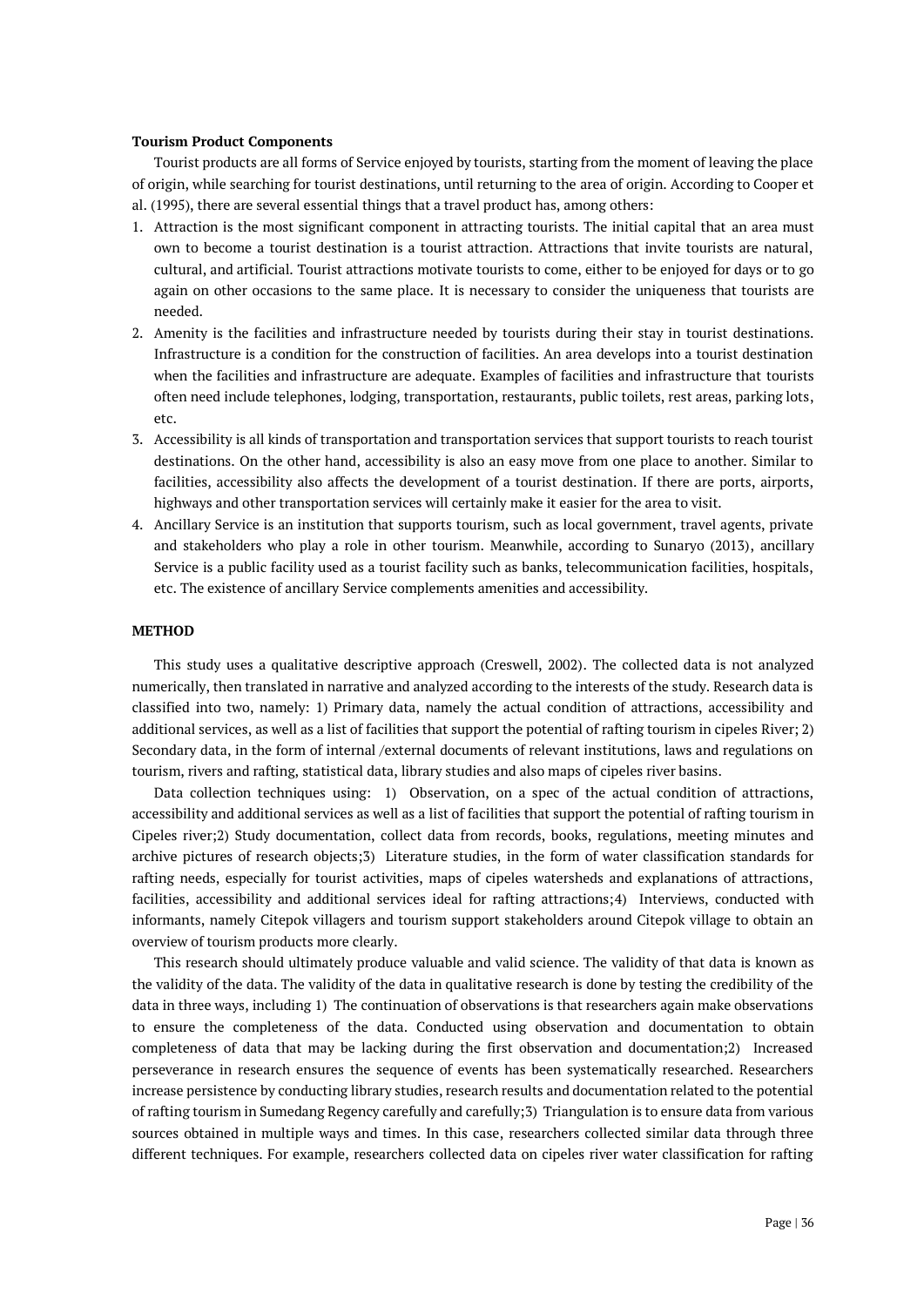**Tourism Product Components**

Tourist products are all forms of Service enjoyed by tourists, starting from the moment of leaving the place of origin, while searching for tourist destinations, until returning to the area of origin. According to Cooper et al. (1995), there are several essential things that a travel product has, among others:

1. Attraction is the most significant component in attracting tourists. The initial capital that an area must own to become a tourist destination is a tourist attraction. Attractions that invite tourists are natural, cultural, and artificial. Tourist attractions motivate tourists to come, either to be enjoyed for days or to go again on other occasions to the same place. It is necessary to consider the uniqueness that tourists are needed.
2. Amenity is the facilities and infrastructure needed by tourists during their stay in tourist destinations. Infrastructure is a condition for the construction of facilities. An area develops into a tourist destination when the facilities and infrastructure are adequate. Examples of facilities and infrastructure that tourists often need include telephones, lodging, transportation, restaurants, public toilets, rest areas, parking lots, etc.
3. Accessibility is all kinds of transportation and transportation services that support tourists to reach tourist destinations. On the other hand, accessibility is also an easy move from one place to another. Similar to facilities, accessibility also affects the development of a tourist destination. If there are ports, airports, highways and other transportation services will certainly make it easier for the area to visit.
4. Ancillary Service is an institution that supports tourism, such as local government, travel agents, private and stakeholders who play a role in other tourism. Meanwhile, according to Sunaryo (2013), ancillary Service is a public facility used as a tourist facility such as banks, telecommunication facilities, hospitals, etc. The existence of ancillary Service complements amenities and accessibility.

**METHOD**

This study uses a qualitative descriptive approach (Creswell, 2002). The collected data is not analyzed numerically, then translated in narrative and analyzed according to the interests of the study. Research data is classified into two, namely: 1) Primary data, namely the actual condition of attractions, accessibility and additional services, as well as a list of facilities that support the potential of rafting tourism in cipeles River; 2) Secondary data, in the form of internal /external documents of relevant institutions, laws and regulations on tourism, rivers and rafting, statistical data, library studies and also maps of cipeles river basins.

Data collection techniques using: 1) Observation, on a spec of the actual condition of attractions, accessibility and additional services as well as a list of facilities that support the potential of rafting tourism in Cipeles river;2) Study documentation, collect data from records, books, regulations, meeting minutes and archive pictures of research objects;3) Literature studies, in the form of water classification standards for rafting needs, especially for tourist activities, maps of cipeles watersheds and explanations of attractions, facilities, accessibility and additional services ideal for rafting attractions;4) Interviews, conducted with informants, namely Citepok villagers and tourism support stakeholders around Citepok village to obtain an overview of tourism products more clearly.

This research should ultimately produce valuable and valid science. The validity of that data is known as the validity of the data. The validity of the data in qualitative research is done by testing the credibility of the data in three ways, including 1) The continuation of observations is that researchers again make observations to ensure the completeness of the data. Conducted using observation and documentation to obtain completeness of data that may be lacking during the first observation and documentation;2) Increased perseverance in research ensures the sequence of events has been systematically researched. Researchers increase persistence by conducting library studies, research results and documentation related to the potential of rafting tourism in Sumedang Regency carefully and carefully;3) Triangulation is to ensure data from various sources obtained in multiple ways and times. In this case, researchers collected similar data through three different techniques. For example, researchers collected data on cipeles river water classification for rafting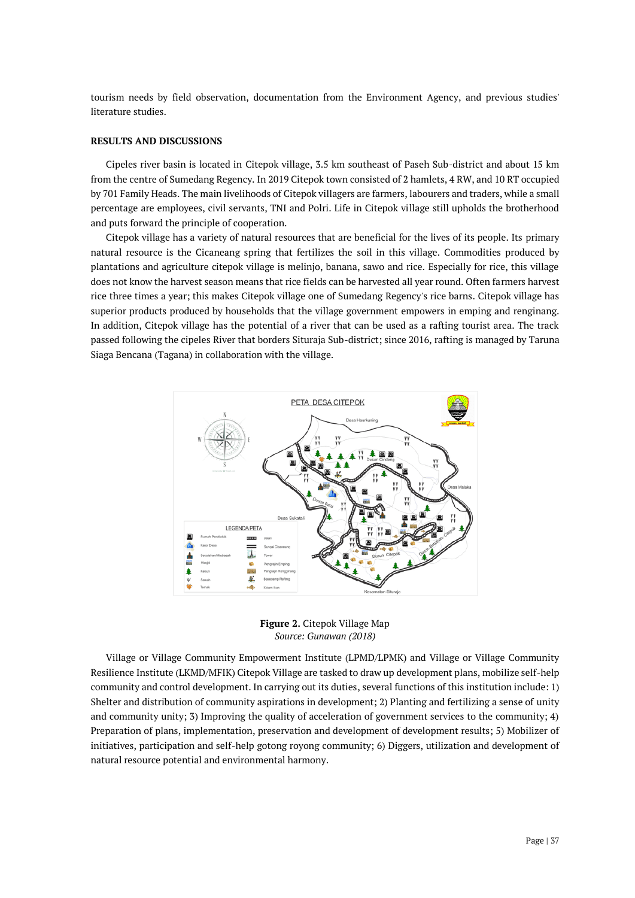tourism needs by field observation, documentation from the Environment Agency, and previous studies' literature studies.

**RESULTS AND DISCUSSIONS**

Cipeles river basin is located in Citepok village, 3.5 km southeast of Paseh Sub-district and about 15 km from the centre of Sumedang Regency. In 2019 Citepok town consisted of 2 hamlets, 4 RW, and 10 RT occupied by 701 Family Heads. The main livelihoods of Citepok villagers are farmers, labourers and traders, while a small percentage are employees, civil servants, TNI and Polri. Life in Citepok village still upholds the brotherhood and puts forward the principle of cooperation.

Citepok village has a variety of natural resources that are beneficial for the lives of its people. Its primary natural resource is the Cicaneang spring that fertilizes the soil in this village. Commodities produced by plantations and agriculture citepok village is melinjo, banana, sawo and rice. Especially for rice, this village does not know the harvest season means that rice fields can be harvested all year round. Often farmers harvest rice three times a year; this makes Citepok village one of Sumedang Regency's rice barns. Citepok village has superior products produced by households that the village government empowers in emping and renginang. In addition, Citepok village has the potential of a river that can be used as a rafting tourist area. The track passed following the cipeles River that borders Situraja Sub-district; since 2016, rafting is managed by Taruna Siaga Bencana (Tagana) in collaboration with the village.

PETA DESA CITEPOK

Desa Haurkuning
Desa Malaka
Desa Sukatali
Kecamatan Situraja
Dusun Cindeng
Dusun Baru
Dusun Citepok
Dusun Babakan Citepok

LEGENDA PETA
Rumah Penduduk
Kantor Desa
Sekolahan/Madrasah
Masjid
Kebun
Sawah
Ternak
Jalan
Sungai Cicaneang
Tower
Pengrajin Emping
Pengrajin Rengginang
Basecamp Rafting
Kolam Ikan

**Figure 2.** Citepok Village Map
*Source: Gunawan (2018)*

Village or Village Community Empowerment Institute (LPMD/LPMK) and Village or Village Community Resilience Institute (LKMD/MFIK) Citepok Village are tasked to draw up development plans, mobilize self-help community and control development. In carrying out its duties, several functions of this institution include: 1) Shelter and distribution of community aspirations in development; 2) Planting and fertilizing a sense of unity and community unity; 3) Improving the quality of acceleration of government services to the community; 4) Preparation of plans, implementation, preservation and development of development results; 5) Mobilizer of initiatives, participation and self-help gotong royong community; 6) Diggers, utilization and development of natural resource potential and environmental harmony.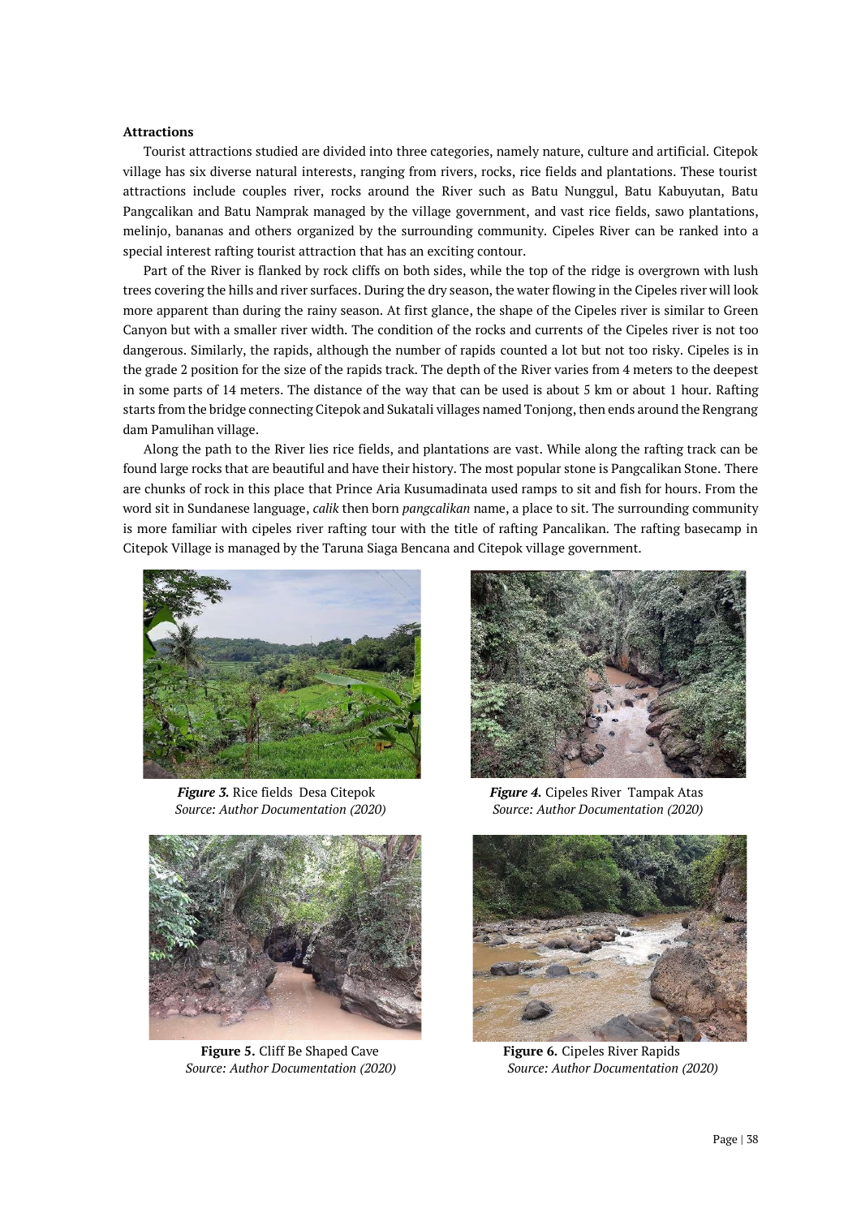**Attractions**

Tourist attractions studied are divided into three categories, namely nature, culture and artificial. Citepok village has six diverse natural interests, ranging from rivers, rocks, rice fields and plantations. These tourist attractions include couples river, rocks around the River such as Batu Nunggul, Batu Kabuyutan, Batu Pangcalikan and Batu Namprak managed by the village government, and vast rice fields, sawo plantations, melinjo, bananas and others organized by the surrounding community. Cipeles River can be ranked into a special interest rafting tourist attraction that has an exciting contour.

Part of the River is flanked by rock cliffs on both sides, while the top of the ridge is overgrown with lush trees covering the hills and river surfaces. During the dry season, the water flowing in the Cipeles river will look more apparent than during the rainy season. At first glance, the shape of the Cipeles river is similar to Green Canyon but with a smaller river width. The condition of the rocks and currents of the Cipeles river is not too dangerous. Similarly, the rapids, although the number of rapids counted a lot but not too risky. Cipeles is in the grade 2 position for the size of the rapids track. The depth of the River varies from 4 meters to the deepest in some parts of 14 meters. The distance of the way that can be used is about 5 km or about 1 hour. Rafting starts from the bridge connecting Citepok and Sukatali villages named Tonjong, then ends around the Rengrang dam Pamulihan village.

Along the path to the River lies rice fields, and plantations are vast. While along the rafting track can be found large rocks that are beautiful and have their history. The most popular stone is Pangcalikan Stone. There are chunks of rock in this place that Prince Aria Kusumadinata used ramps to sit and fish for hours. From the word sit in Sundanese language, *calik* then born *pangcalikan* name, a place to sit. The surrounding community is more familiar with cipeles river rafting tour with the title of rafting Pancalikan. The rafting basecamp in Citepok Village is managed by the Taruna Siaga Bencana and Citepok village government.

***Figure 3.*** Rice fields Desa Citepok
*Source: Author Documentation (2020)*

***Figure 4.*** Cipeles River Tampak Atas
*Source: Author Documentation (2020)*

**Figure 5.** Cliff Be Shaped Cave
*Source: Author Documentation (2020)*

**Figure 6.** Cipeles River Rapids
*Source: Author Documentation (2020)*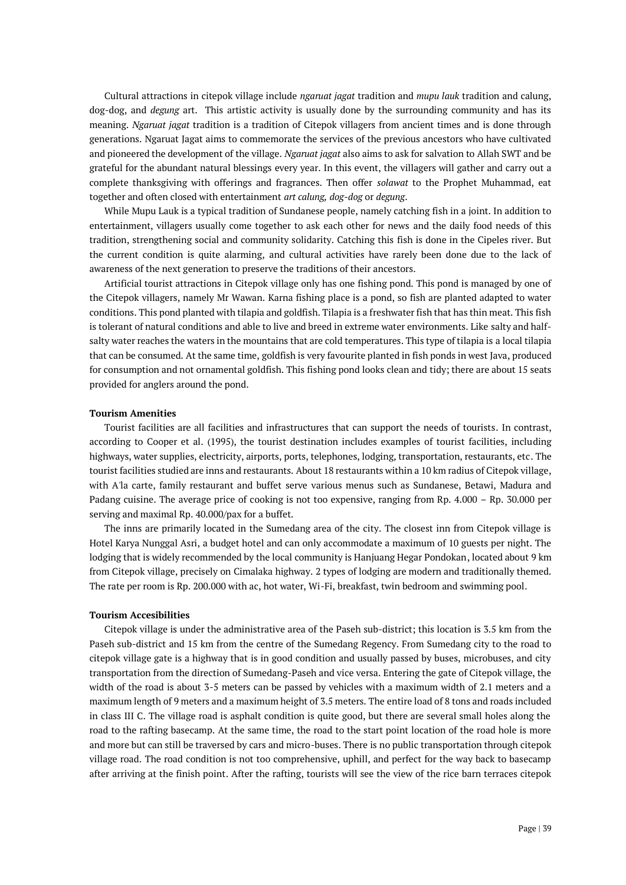Cultural attractions in citepok village include *ngaruat jagat* tradition and *mupu lauk* tradition and calung, dog-dog, and *degung* art. This artistic activity is usually done by the surrounding community and has its meaning. *Ngaruat jagat* tradition is a tradition of Citepok villagers from ancient times and is done through generations. Ngaruat Jagat aims to commemorate the services of the previous ancestors who have cultivated and pioneered the development of the village. *Ngaruat jagat* also aims to ask for salvation to Allah SWT and be grateful for the abundant natural blessings every year. In this event, the villagers will gather and carry out a complete thanksgiving with offerings and fragrances. Then offer *solawat* to the Prophet Muhammad, eat together and often closed with entertainment *art calung, dog-dog* or *degung*.

While Mupu Lauk is a typical tradition of Sundanese people, namely catching fish in a joint. In addition to entertainment, villagers usually come together to ask each other for news and the daily food needs of this tradition, strengthening social and community solidarity. Catching this fish is done in the Cipeles river. But the current condition is quite alarming, and cultural activities have rarely been done due to the lack of awareness of the next generation to preserve the traditions of their ancestors.

Artificial tourist attractions in Citepok village only has one fishing pond. This pond is managed by one of the Citepok villagers, namely Mr Wawan. Karna fishing place is a pond, so fish are planted adapted to water conditions. This pond planted with tilapia and goldfish. Tilapia is a freshwater fish that has thin meat. This fish is tolerant of natural conditions and able to live and breed in extreme water environments. Like salty and half-salty water reaches the waters in the mountains that are cold temperatures. This type of tilapia is a local tilapia that can be consumed. At the same time, goldfish is very favourite planted in fish ponds in west Java, produced for consumption and not ornamental goldfish. This fishing pond looks clean and tidy; there are about 15 seats provided for anglers around the pond.

**Tourism Amenities**

Tourist facilities are all facilities and infrastructures that can support the needs of tourists. In contrast, according to Cooper et al. (1995), the tourist destination includes examples of tourist facilities, including highways, water supplies, electricity, airports, ports, telephones, lodging, transportation, restaurants, etc. The tourist facilities studied are inns and restaurants. About 18 restaurants within a 10 km radius of Citepok village, with A'la carte, family restaurant and buffet serve various menus such as Sundanese, Betawi, Madura and Padang cuisine. The average price of cooking is not too expensive, ranging from Rp. 4.000 – Rp. 30.000 per serving and maximal Rp. 40.000/pax for a buffet.

The inns are primarily located in the Sumedang area of the city. The closest inn from Citepok village is Hotel Karya Nunggal Asri, a budget hotel and can only accommodate a maximum of 10 guests per night. The lodging that is widely recommended by the local community is Hanjuang Hegar Pondokan, located about 9 km from Citepok village, precisely on Cimalaka highway. 2 types of lodging are modern and traditionally themed. The rate per room is Rp. 200.000 with ac, hot water, Wi-Fi, breakfast, twin bedroom and swimming pool.

**Tourism Accesibilities**

Citepok village is under the administrative area of the Paseh sub-district; this location is 3.5 km from the Paseh sub-district and 15 km from the centre of the Sumedang Regency. From Sumedang city to the road to citepok village gate is a highway that is in good condition and usually passed by buses, microbuses, and city transportation from the direction of Sumedang-Paseh and vice versa. Entering the gate of Citepok village, the width of the road is about 3-5 meters can be passed by vehicles with a maximum width of 2.1 meters and a maximum length of 9 meters and a maximum height of 3.5 meters. The entire load of 8 tons and roads included in class III C. The village road is asphalt condition is quite good, but there are several small holes along the road to the rafting basecamp. At the same time, the road to the start point location of the road hole is more and more but can still be traversed by cars and micro-buses. There is no public transportation through citepok village road. The road condition is not too comprehensive, uphill, and perfect for the way back to basecamp after arriving at the finish point. After the rafting, tourists will see the view of the rice barn terraces citepok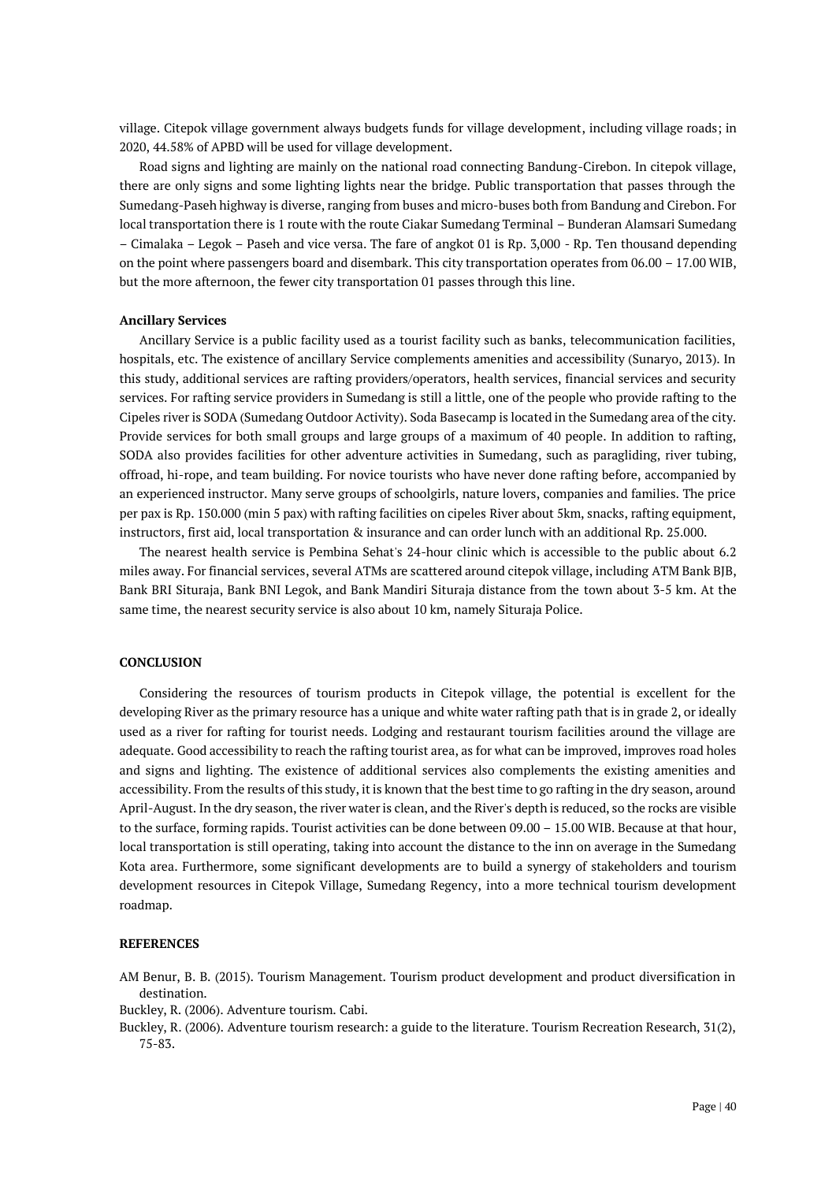village. Citepok village government always budgets funds for village development, including village roads; in 2020, 44.58% of APBD will be used for village development.

Road signs and lighting are mainly on the national road connecting Bandung-Cirebon. In citepok village, there are only signs and some lighting lights near the bridge. Public transportation that passes through the Sumedang-Paseh highway is diverse, ranging from buses and micro-buses both from Bandung and Cirebon. For local transportation there is 1 route with the route Ciakar Sumedang Terminal – Bunderan Alamsari Sumedang – Cimalaka – Legok – Paseh and vice versa. The fare of angkot 01 is Rp. 3,000 - Rp. Ten thousand depending on the point where passengers board and disembark. This city transportation operates from 06.00 – 17.00 WIB, but the more afternoon, the fewer city transportation 01 passes through this line.

**Ancillary Services**

Ancillary Service is a public facility used as a tourist facility such as banks, telecommunication facilities, hospitals, etc. The existence of ancillary Service complements amenities and accessibility (Sunaryo, 2013). In this study, additional services are rafting providers/operators, health services, financial services and security services. For rafting service providers in Sumedang is still a little, one of the people who provide rafting to the Cipeles river is SODA (Sumedang Outdoor Activity). Soda Basecamp is located in the Sumedang area of the city. Provide services for both small groups and large groups of a maximum of 40 people. In addition to rafting, SODA also provides facilities for other adventure activities in Sumedang, such as paragliding, river tubing, offroad, hi-rope, and team building. For novice tourists who have never done rafting before, accompanied by an experienced instructor. Many serve groups of schoolgirls, nature lovers, companies and families. The price per pax is Rp. 150.000 (min 5 pax) with rafting facilities on cipeles River about 5km, snacks, rafting equipment, instructors, first aid, local transportation & insurance and can order lunch with an additional Rp. 25.000.

The nearest health service is Pembina Sehat's 24-hour clinic which is accessible to the public about 6.2 miles away. For financial services, several ATMs are scattered around citepok village, including ATM Bank BJB, Bank BRI Situraja, Bank BNI Legok, and Bank Mandiri Situraja distance from the town about 3-5 km. At the same time, the nearest security service is also about 10 km, namely Situraja Police.

**CONCLUSION**

Considering the resources of tourism products in Citepok village, the potential is excellent for the developing River as the primary resource has a unique and white water rafting path that is in grade 2, or ideally used as a river for rafting for tourist needs. Lodging and restaurant tourism facilities around the village are adequate. Good accessibility to reach the rafting tourist area, as for what can be improved, improves road holes and signs and lighting. The existence of additional services also complements the existing amenities and accessibility. From the results of this study, it is known that the best time to go rafting in the dry season, around April-August. In the dry season, the river water is clean, and the River's depth is reduced, so the rocks are visible to the surface, forming rapids. Tourist activities can be done between 09.00 – 15.00 WIB. Because at that hour, local transportation is still operating, taking into account the distance to the inn on average in the Sumedang Kota area. Furthermore, some significant developments are to build a synergy of stakeholders and tourism development resources in Citepok Village, Sumedang Regency, into a more technical tourism development roadmap.

**REFERENCES**

AM Benur, B. B. (2015). Tourism Management. Tourism product development and product diversification in destination.

Buckley, R. (2006). Adventure tourism. Cabi.

Buckley, R. (2006). Adventure tourism research: a guide to the literature. Tourism Recreation Research, 31(2), 75-83.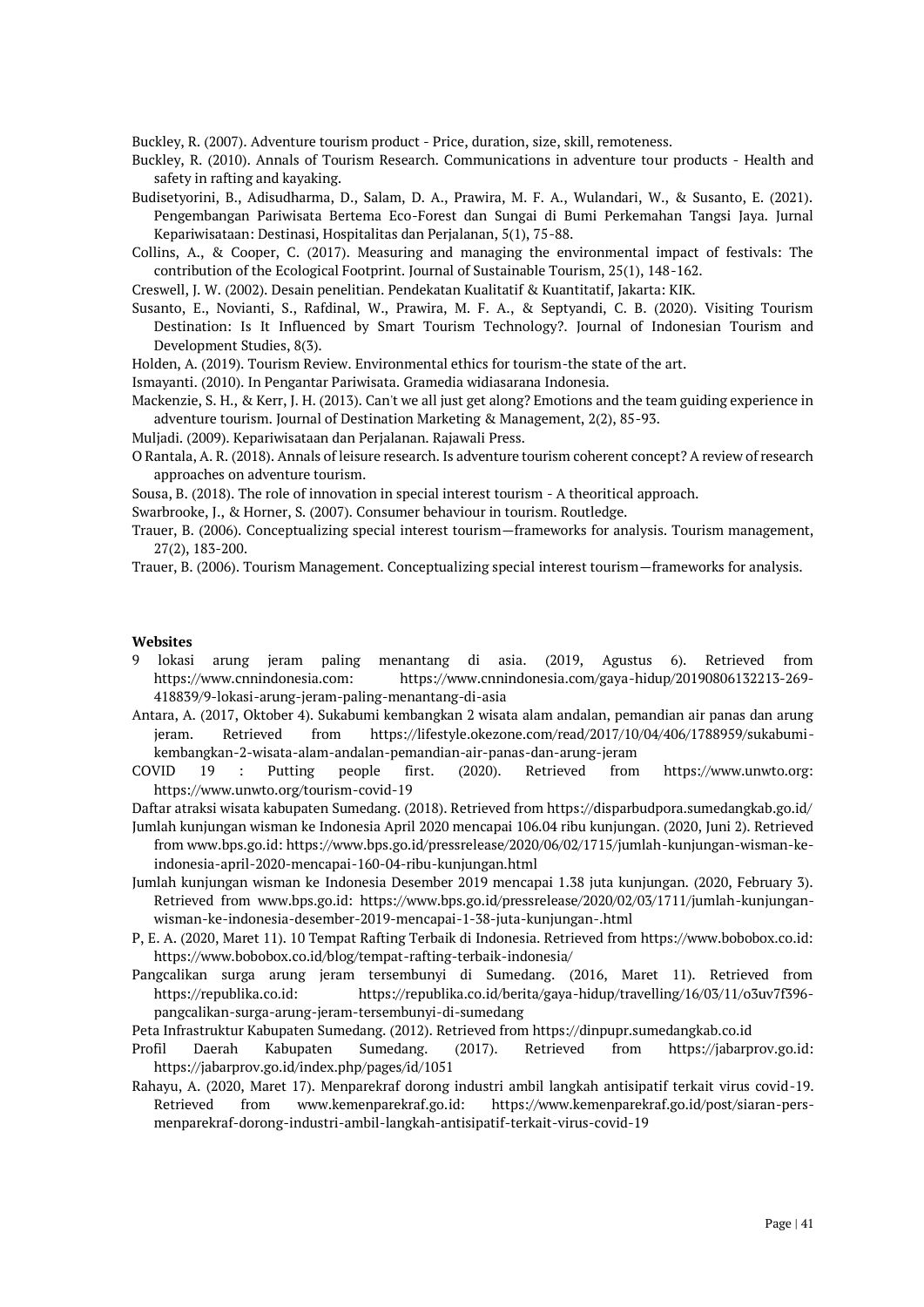Buckley, R. (2007). Adventure tourism product - Price, duration, size, skill, remoteness.

Buckley, R. (2010). Annals of Tourism Research. Communications in adventure tour products - Health and safety in rafting and kayaking.

Budisetyorini, B., Adisudharma, D., Salam, D. A., Prawira, M. F. A., Wulandari, W., & Susanto, E. (2021). Pengembangan Pariwisata Bertema Eco-Forest dan Sungai di Bumi Perkemahan Tangsi Jaya. Jurnal Kepariwisataan: Destinasi, Hospitalitas dan Perjalanan, 5(1), 75-88.

Collins, A., & Cooper, C. (2017). Measuring and managing the environmental impact of festivals: The contribution of the Ecological Footprint. Journal of Sustainable Tourism, 25(1), 148-162.

Creswell, J. W. (2002). Desain penelitian. Pendekatan Kualitatif & Kuantitatif, Jakarta: KIK.

Susanto, E., Novianti, S., Rafdinal, W., Prawira, M. F. A., & Septyandi, C. B. (2020). Visiting Tourism Destination: Is It Influenced by Smart Tourism Technology?. Journal of Indonesian Tourism and Development Studies, 8(3).

Holden, A. (2019). Tourism Review. Environmental ethics for tourism-the state of the art.

Ismayanti. (2010). In Pengantar Pariwisata. Gramedia widiasarana Indonesia.

Mackenzie, S. H., & Kerr, J. H. (2013). Can't we all just get along? Emotions and the team guiding experience in adventure tourism. Journal of Destination Marketing & Management, 2(2), 85-93.

Muljadi. (2009). Kepariwisataan dan Perjalanan. Rajawali Press.

O Rantala, A. R. (2018). Annals of leisure research. Is adventure tourism coherent concept? A review of research approaches on adventure tourism.

Sousa, B. (2018). The role of innovation in special interest tourism - A theoritical approach.

Swarbrooke, J., & Horner, S. (2007). Consumer behaviour in tourism. Routledge.

Trauer, B. (2006). Conceptualizing special interest tourism—frameworks for analysis. Tourism management, 27(2), 183-200.

Trauer, B. (2006). Tourism Management. Conceptualizing special interest tourism—frameworks for analysis.

**Websites**

9 lokasi arung jeram paling menantang di asia. (2019, Agustus 6). Retrieved from https://www.cnnindonesia.com: https://www.cnnindonesia.com/gaya-hidup/20190806132213-269-418839/9-lokasi-arung-jeram-paling-menantang-di-asia

Antara, A. (2017, Oktober 4). Sukabumi kembangkan 2 wisata alam andalan, pemandian air panas dan arung jeram. Retrieved from https://lifestyle.okezone.com/read/2017/10/04/406/1788959/sukabumi-kembangkan-2-wisata-alam-andalan-pemandian-air-panas-dan-arung-jeram

COVID 19 : Putting people first. (2020). Retrieved from https://www.unwto.org: https://www.unwto.org/tourism-covid-19

Daftar atraksi wisata kabupaten Sumedang. (2018). Retrieved from https://disparbudpora.sumedangkab.go.id/

Jumlah kunjungan wisman ke Indonesia April 2020 mencapai 106.04 ribu kunjungan. (2020, Juni 2). Retrieved from www.bps.go.id: https://www.bps.go.id/pressrelease/2020/06/02/1715/jumlah-kunjungan-wisman-ke-indonesia-april-2020-mencapai-160-04-ribu-kunjungan.html

Jumlah kunjungan wisman ke Indonesia Desember 2019 mencapai 1.38 juta kunjungan. (2020, February 3). Retrieved from www.bps.go.id: https://www.bps.go.id/pressrelease/2020/02/03/1711/jumlah-kunjungan-wisman-ke-indonesia-desember-2019-mencapai-1-38-juta-kunjungan-.html

P, E. A. (2020, Maret 11). 10 Tempat Rafting Terbaik di Indonesia. Retrieved from https://www.bobobox.co.id: https://www.bobobox.co.id/blog/tempat-rafting-terbaik-indonesia/

Pangcalikan surga arung jeram tersembunyi di Sumedang. (2016, Maret 11). Retrieved from https://republika.co.id: https://republika.co.id/berita/gaya-hidup/travelling/16/03/11/o3uv7f396-pangcalikan-surga-arung-jeram-tersembunyi-di-sumedang

Peta Infrastruktur Kabupaten Sumedang. (2012). Retrieved from https://dinpupr.sumedangkab.co.id

Profil Daerah Kabupaten Sumedang. (2017). Retrieved from https://jabarprov.go.id: https://jabarprov.go.id/index.php/pages/id/1051

Rahayu, A. (2020, Maret 17). Menparekraf dorong industri ambil langkah antisipatif terkait virus covid-19. Retrieved from www.kemenparekraf.go.id: https://www.kemenparekraf.go.id/post/siaran-pers-menparekraf-dorong-industri-ambil-langkah-antisipatif-terkait-virus-covid-19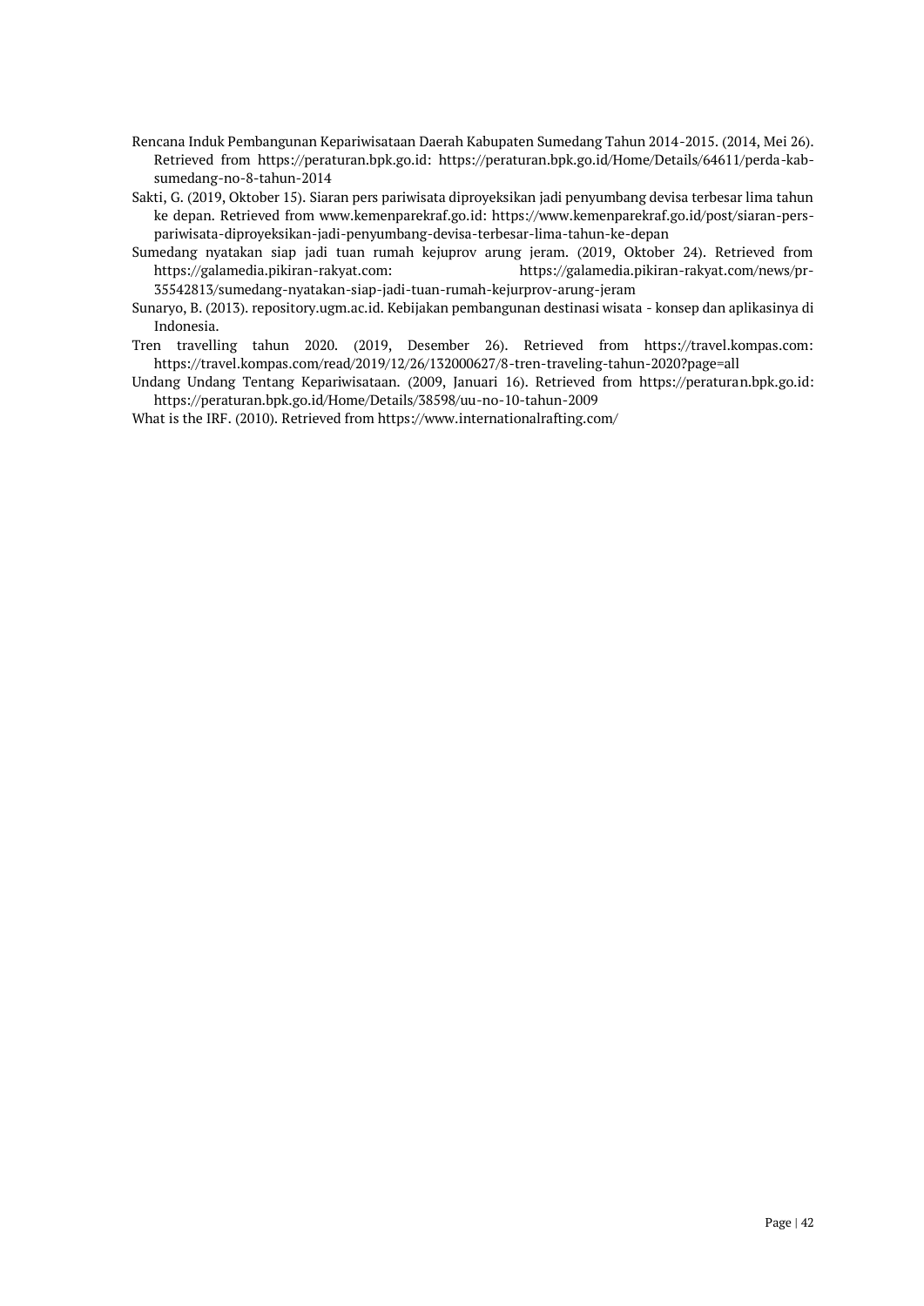Rencana Induk Pembangunan Kepariwisataan Daerah Kabupaten Sumedang Tahun 2014-2015. (2014, Mei 26). Retrieved from https://peraturan.bpk.go.id: https://peraturan.bpk.go.id/Home/Details/64611/perda-kab-sumedang-no-8-tahun-2014

Sakti, G. (2019, Oktober 15). Siaran pers pariwisata diproyeksikan jadi penyumbang devisa terbesar lima tahun ke depan. Retrieved from www.kemenparekraf.go.id: https://www.kemenparekraf.go.id/post/siaran-pers-pariwisata-diproyeksikan-jadi-penyumbang-devisa-terbesar-lima-tahun-ke-depan

Sumedang nyatakan siap jadi tuan rumah kejuprov arung jeram. (2019, Oktober 24). Retrieved from https://galamedia.pikiran-rakyat.com: https://galamedia.pikiran-rakyat.com/news/pr-35542813/sumedang-nyatakan-siap-jadi-tuan-rumah-kejurprov-arung-jeram

Sunaryo, B. (2013). repository.ugm.ac.id. Kebijakan pembangunan destinasi wisata - konsep dan aplikasinya di Indonesia.

Tren travelling tahun 2020. (2019, Desember 26). Retrieved from https://travel.kompas.com: https://travel.kompas.com/read/2019/12/26/132000627/8-tren-traveling-tahun-2020?page=all

Undang Undang Tentang Kepariwisataan. (2009, Januari 16). Retrieved from https://peraturan.bpk.go.id: https://peraturan.bpk.go.id/Home/Details/38598/uu-no-10-tahun-2009

What is the IRF. (2010). Retrieved from https://www.internationalrafting.com/